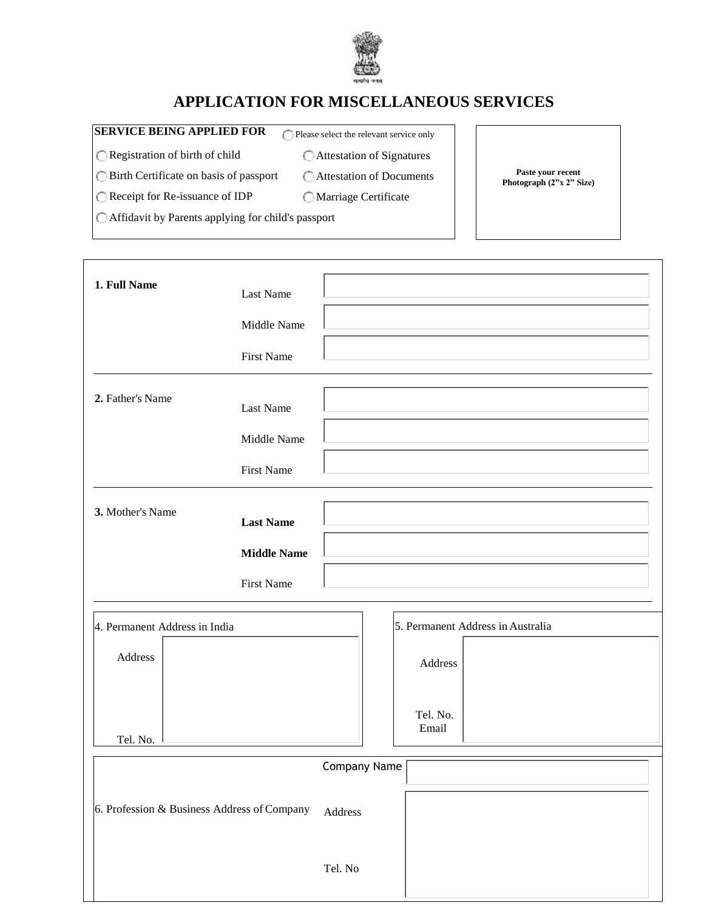# APPLICATION FOR MISCELLANEOUS SERVICES

**SERVICE BEING APPLIED FOR** ◯ Please select the relevant service only

- ◯ Registration of birth of child
- ◯ Attestation of Signatures
- ◯ Birth Certificate on basis of passport
- ◯ Attestation of Documents
- ◯ Receipt for Re-issuance of IDP
- ◯ Marriage Certificate
- ◯ Affidavit by Parents applying for child's passport

**Paste your recent Photograph (2"x 2" Size)**

| | | |
|---|---|---|
| **1. Full Name** | Last Name | |
| | Middle Name | |
| | First Name | |
| **2.** Father's Name | Last Name | |
| | Middle Name | |
| | First Name | |
| **3.** Mother's Name | **Last Name** | |
| | **Middle Name** | |
| | First Name | |

4. Permanent Address in India

Address

Tel. No.

5. Permanent Address in Australia

Address

Tel. No.
Email

| | | |
|---|---|---|
| 6. Profession & Business Address of Company | Company Name | |
| | Address | |
| | Tel. No | |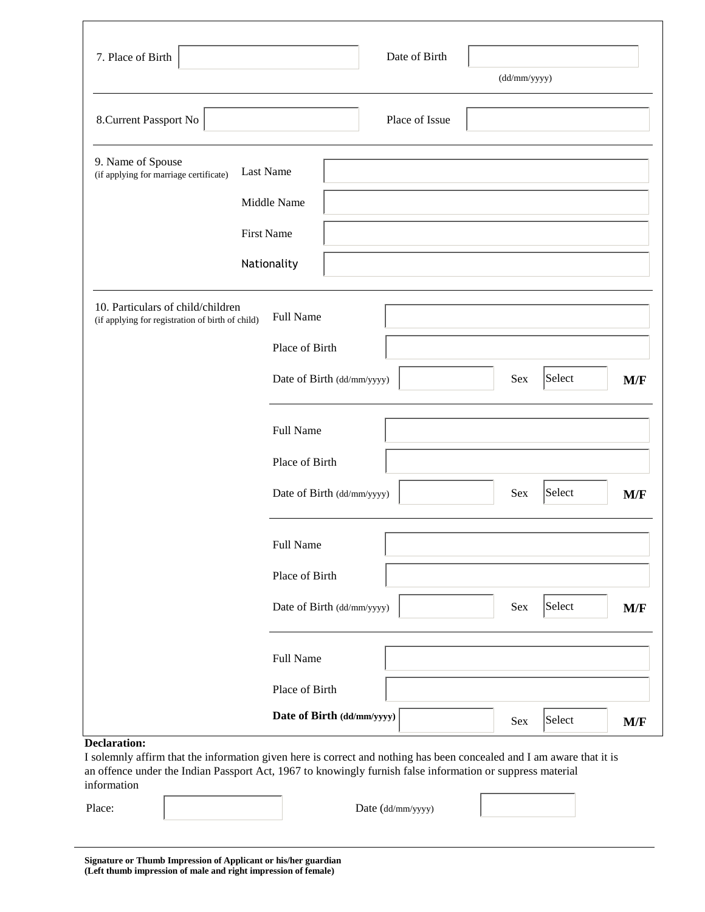7. Place of Birth

Date of Birth

(dd/mm/yyyy)

8.Current Passport No

Place of Issue

9. Name of Spouse
(if applying for marriage certificate)

Last Name

Middle Name

First Name

Nationality

10. Particulars of child/children
(if applying for registration of birth of child)

Full Name

Place of Birth

Date of Birth (dd/mm/yyyy) Sex Select **M/F**

Full Name

Place of Birth

Date of Birth (dd/mm/yyyy) Sex Select **M/F**

Full Name

Place of Birth

Date of Birth (dd/mm/yyyy) Sex Select **M/F**

Full Name

Place of Birth

**Date of Birth (dd/mm/yyyy)** Sex Select **M/F**

**Declaration:**

I solemnly affirm that the information given here is correct and nothing has been concealed and I am aware that it is an offence under the Indian Passport Act, 1967 to knowingly furnish false information or suppress material information

Place:

Date (dd/mm/yyyy)

**Signature or Thumb Impression of Applicant or his/her guardian**
**(Left thumb impression of male and right impression of female)**